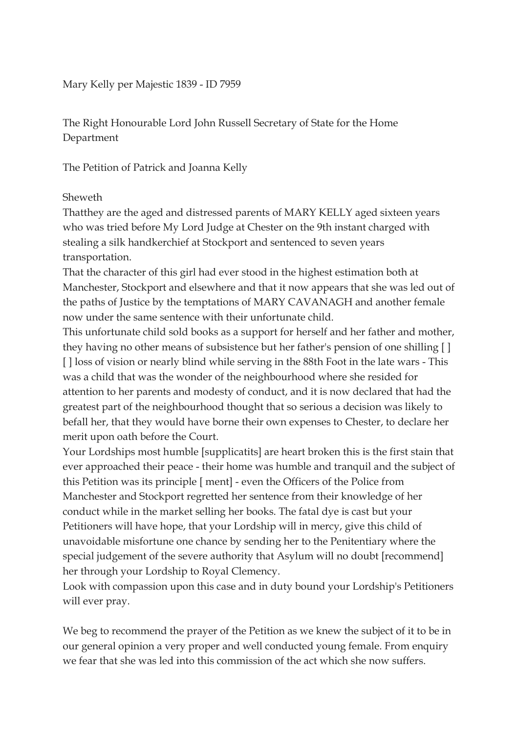Mary Kelly per Majestic 1839 - ID 7959

The Right Honourable Lord John Russell Secretary of State for the Home Department

The Petition of Patrick and Joanna Kelly

Sheweth

Thatthey are the aged and distressed parents of MARY KELLY aged sixteen years who was tried before My Lord Judge at Chester on the 9th instant charged with stealing a silk handkerchief at Stockport and sentenced to seven years transportation.

That the character of this girl had ever stood in the highest estimation both at Manchester, Stockport and elsewhere and that it now appears that she was led out of the paths of Justice by the temptations of MARY CAVANAGH and another female now under the same sentence with their unfortunate child.

This unfortunate child sold books as a support for herself and her father and mother, they having no other means of subsistence but her father's pension of one shilling [ ] [ ] loss of vision or nearly blind while serving in the 88th Foot in the late wars - This was a child that was the wonder of the neighbourhood where she resided for attention to her parents and modesty of conduct, and it is now declared that had the greatest part of the neighbourhood thought that so serious a decision was likely to befall her, that they would have borne their own expenses to Chester, to declare her merit upon oath before the Court.

Your Lordships most humble [supplicatits] are heart broken this is the first stain that ever approached their peace - their home was humble and tranquil and the subject of this Petition was its principle [ ment] - even the Officers of the Police from Manchester and Stockport regretted her sentence from their knowledge of her conduct while in the market selling her books. The fatal dye is cast but your Petitioners will have hope, that your Lordship will in mercy, give this child of unavoidable misfortune one chance by sending her to the Penitentiary where the special judgement of the severe authority that Asylum will no doubt [recommend] her through your Lordship to Royal Clemency.

Look with compassion upon this case and in duty bound your Lordship's Petitioners will ever pray.

We beg to recommend the prayer of the Petition as we knew the subject of it to be in our general opinion a very proper and well conducted young female. From enquiry we fear that she was led into this commission of the act which she now suffers.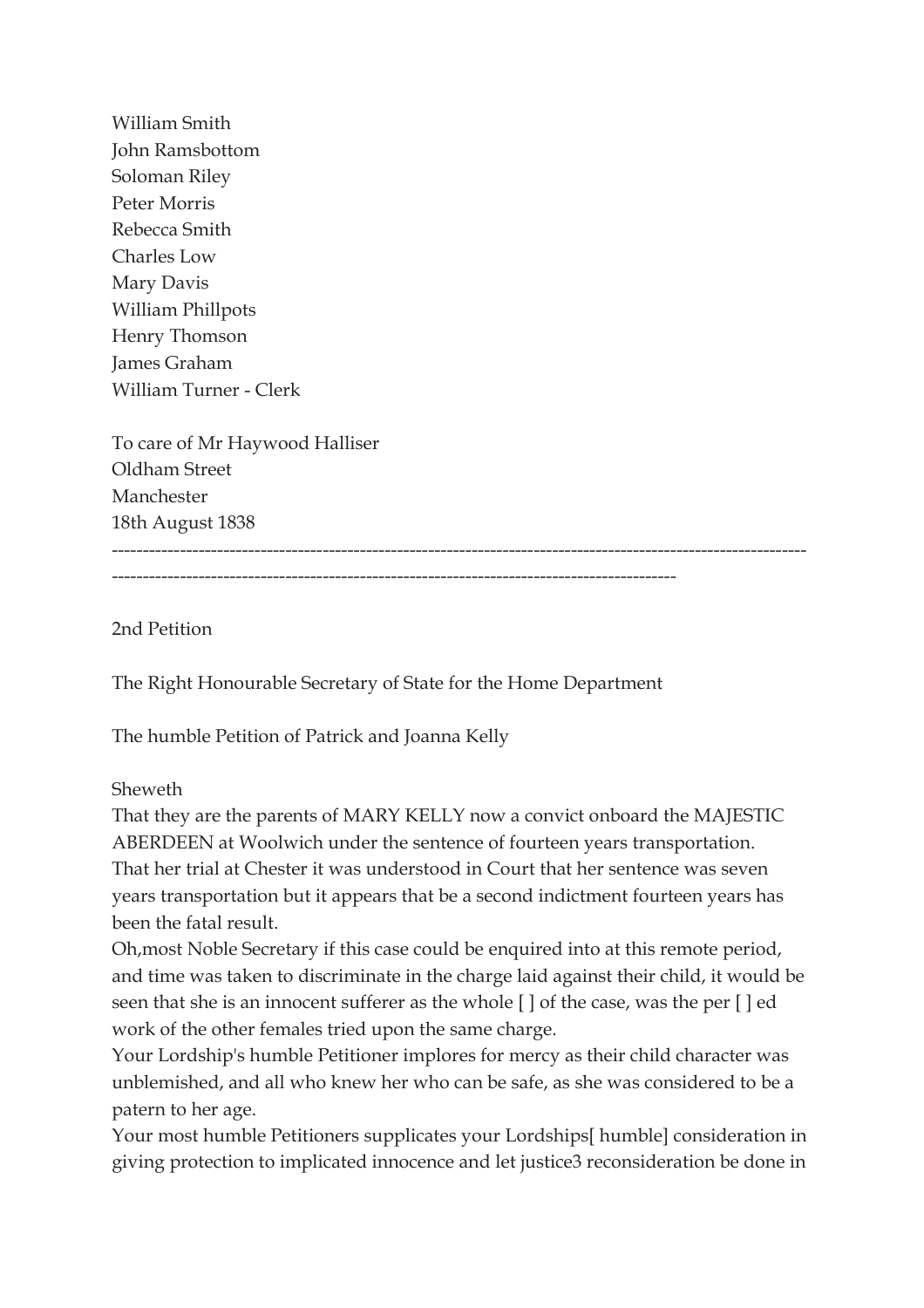William Smith
John Ramsbottom
Soloman Riley
Peter Morris
Rebecca Smith
Charles Low
Mary Davis
William Phillpots
Henry Thomson
James Graham
William Turner - Clerk

To care of Mr Haywood Halliser
Oldham Street
Manchester
18th August 1838

---

2nd Petition

The Right Honourable Secretary of State for the Home Department

The humble Petition of Patrick and Joanna Kelly

Sheweth
That they are the parents of MARY KELLY now a convict onboard the MAJESTIC ABERDEEN at Woolwich under the sentence of fourteen years transportation.
That her trial at Chester it was understood in Court that her sentence was seven years transportation but it appears that be a second indictment fourteen years has been the fatal result.
Oh,most Noble Secretary if this case could be enquired into at this remote period, and time was taken to discriminate in the charge laid against their child, it would be seen that she is an innocent sufferer as the whole [ ] of the case, was the per [ ] ed work of the other females tried upon the same charge.
Your Lordship's humble Petitioner implores for mercy as their child character was unblemished, and all who knew her who can be safe, as she was considered to be a patern to her age.
Your most humble Petitioners supplicates your Lordships[ humble] consideration in giving protection to implicated innocence and let justice3 reconsideration be done in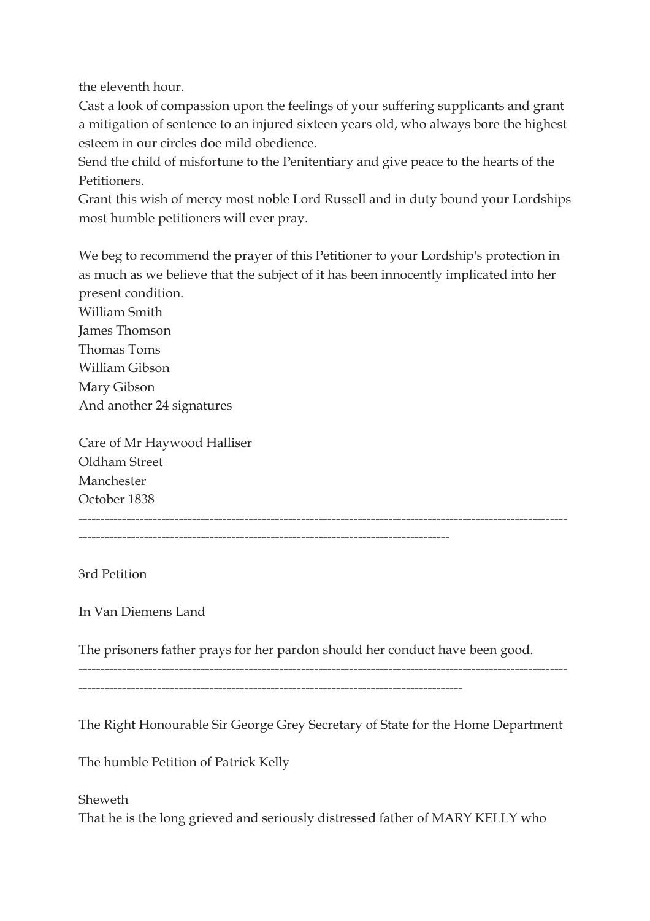the eleventh hour.
Cast a look of compassion upon the feelings of your suffering supplicants and grant a mitigation of sentence to an injured sixteen years old, who always bore the highest esteem in our circles doe mild obedience.
Send the child of misfortune to the Penitentiary and give peace to the hearts of the Petitioners.
Grant this wish of mercy most noble Lord Russell and in duty bound your Lordships most humble petitioners will ever pray.

We beg to recommend the prayer of this Petitioner to your Lordship's protection in as much as we believe that the subject of it has been innocently implicated into her present condition.
William Smith
James Thomson
Thomas Toms
William Gibson
Mary Gibson
And another 24 signatures

Care of Mr Haywood Halliser
Oldham Street
Manchester
October 1838

---

3rd Petition

In Van Diemens Land

The prisoners father prays for her pardon should her conduct have been good.

---

The Right Honourable Sir George Grey Secretary of State for the Home Department

The humble Petition of Patrick Kelly

Sheweth
That he is the long grieved and seriously distressed father of MARY KELLY who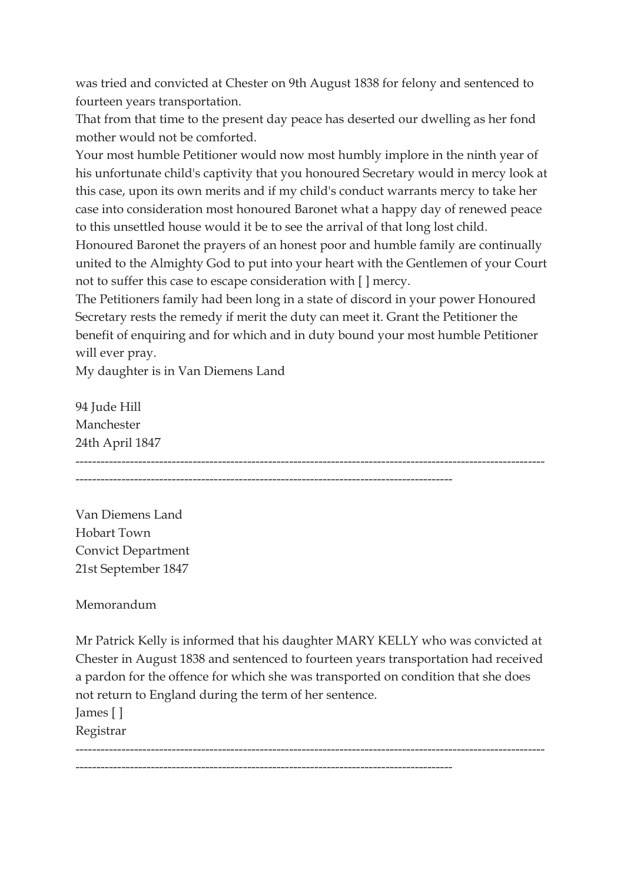was tried and convicted at Chester on 9th August 1838 for felony and sentenced to fourteen years transportation.
That from that time to the present day peace has deserted our dwelling as her fond mother would not be comforted.
Your most humble Petitioner would now most humbly implore in the ninth year of his unfortunate child's captivity that you honoured Secretary would in mercy look at this case, upon its own merits and if my child's conduct warrants mercy to take her case into consideration most honoured Baronet what a happy day of renewed peace to this unsettled house would it be to see the arrival of that long lost child.
Honoured Baronet the prayers of an honest poor and humble family are continually united to the Almighty God to put into your heart with the Gentlemen of your Court not to suffer this case to escape consideration with [ ] mercy.
The Petitioners family had been long in a state of discord in your power Honoured Secretary rests the remedy if merit the duty can meet it. Grant the Petitioner the benefit of enquiring and for which and in duty bound your most humble Petitioner will ever pray.
My daughter is in Van Diemens Land

94 Jude Hill
Manchester
24th April 1847

---

Van Diemens Land
Hobart Town
Convict Department
21st September 1847

Memorandum

Mr Patrick Kelly is informed that his daughter MARY KELLY who was convicted at Chester in August 1838 and sentenced to fourteen years transportation had received a pardon for the offence for which she was transported on condition that she does not return to England during the term of her sentence.
James [ ]
Registrar

---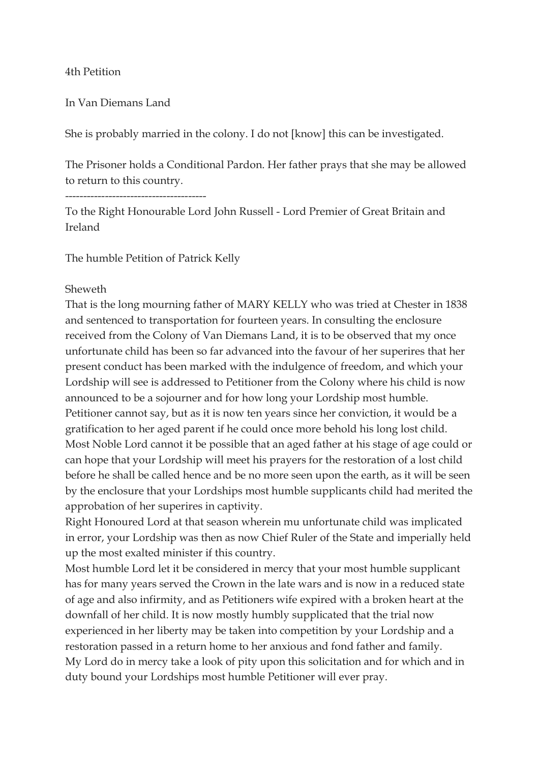4th Petition

In Van Diemans Land

She is probably married in the colony. I do not [know] this can be investigated.

The Prisoner holds a Conditional Pardon. Her father prays that she may be allowed to return to this country.

---------------------------------------

To the Right Honourable Lord John Russell - Lord Premier of Great Britain and Ireland

The humble Petition of Patrick Kelly

Sheweth

That is the long mourning father of MARY KELLY who was tried at Chester in 1838 and sentenced to transportation for fourteen years. In consulting the enclosure received from the Colony of Van Diemans Land, it is to be observed that my once unfortunate child has been so far advanced into the favour of her superires that her present conduct has been marked with the indulgence of freedom, and which your Lordship will see is addressed to Petitioner from the Colony where his child is now announced to be a sojourner and for how long your Lordship most humble. Petitioner cannot say, but as it is now ten years since her conviction, it would be a gratification to her aged parent if he could once more behold his long lost child. Most Noble Lord cannot it be possible that an aged father at his stage of age could or can hope that your Lordship will meet his prayers for the restoration of a lost child before he shall be called hence and be no more seen upon the earth, as it will be seen by the enclosure that your Lordships most humble supplicants child had merited the approbation of her superires in captivity.

Right Honoured Lord at that season wherein mu unfortunate child was implicated in error, your Lordship was then as now Chief Ruler of the State and imperially held up the most exalted minister if this country.

Most humble Lord let it be considered in mercy that your most humble supplicant has for many years served the Crown in the late wars and is now in a reduced state of age and also infirmity, and as Petitioners wife expired with a broken heart at the downfall of her child. It is now mostly humbly supplicated that the trial now experienced in her liberty may be taken into competition by your Lordship and a restoration passed in a return home to her anxious and fond father and family.

My Lord do in mercy take a look of pity upon this solicitation and for which and in duty bound your Lordships most humble Petitioner will ever pray.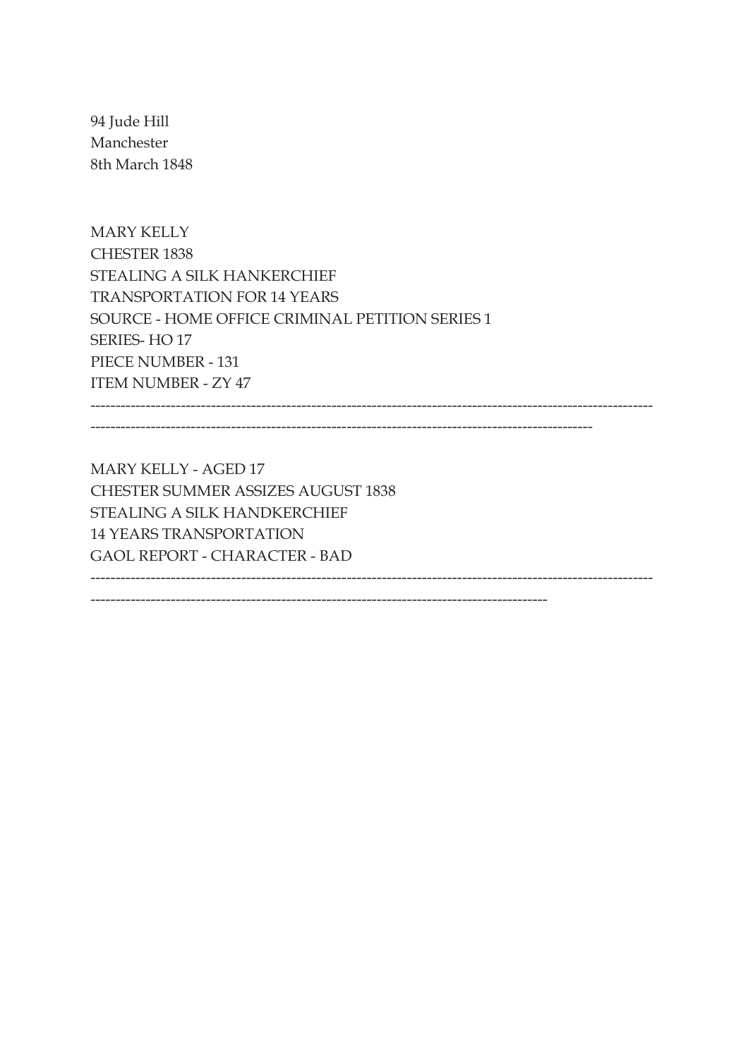94 Jude Hill
Manchester
8th March 1848

MARY KELLY
CHESTER 1838
STEALING A SILK HANKERCHIEF
TRANSPORTATION FOR 14 YEARS
SOURCE - HOME OFFICE CRIMINAL PETITION SERIES 1
SERIES- HO 17
PIECE NUMBER - 131
ITEM NUMBER - ZY 47

---

MARY KELLY - AGED 17
CHESTER SUMMER ASSIZES AUGUST 1838
STEALING A SILK HANDKERCHIEF
14 YEARS TRANSPORTATION
GAOL REPORT - CHARACTER - BAD

---